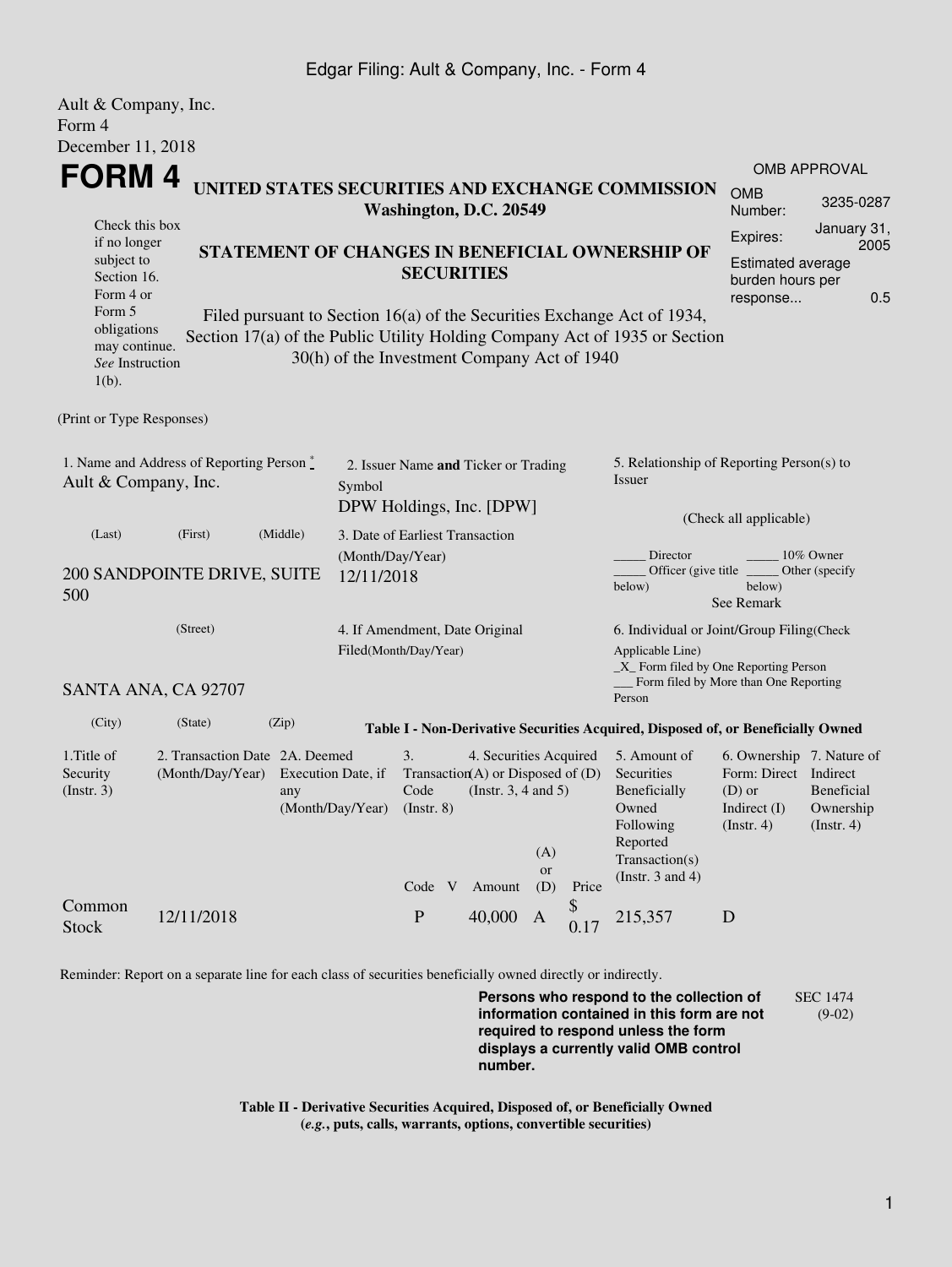Ault & Company, Inc.
Form 4
December 11, 2018

# FORM 4

**UNITED STATES SECURITIES AND EXCHANGE COMMISSION**
**Washington, D.C. 20549**

OMB APPROVAL

| | |
|---|---|
| OMB Number: | 3235-0287 |
| Expires: | January 31, 2005 |
| Estimated average burden hours per response... | 0.5 |

Check this box if no longer subject to Section 16. Form 4 or Form 5 obligations may continue. *See* Instruction 1(b).

**STATEMENT OF CHANGES IN BENEFICIAL OWNERSHIP OF SECURITIES**

Filed pursuant to Section 16(a) of the Securities Exchange Act of 1934, Section 17(a) of the Public Utility Holding Company Act of 1935 or Section 30(h) of the Investment Company Act of 1940

(Print or Type Responses)

1. Name and Address of Reporting Person *
Ault & Company, Inc.

(Last) (First) (Middle)

200 SANDPOINTE DRIVE, SUITE 500

(Street)

SANTA ANA, CA 92707

(City) (State) (Zip)

2. Issuer Name **and** Ticker or Trading Symbol
DPW Holdings, Inc. [DPW]

3. Date of Earliest Transaction (Month/Day/Year)
12/11/2018

4. If Amendment, Date Original Filed(Month/Day/Year)

5. Relationship of Reporting Person(s) to Issuer

(Check all applicable)

_____ Director _____ 10% Owner
_____ Officer (give title below) _____ Other (specify below)
See Remark

6. Individual or Joint/Group Filing(Check Applicable Line)
_X_ Form filed by One Reporting Person
___ Form filed by More than One Reporting Person

**Table I - Non-Derivative Securities Acquired, Disposed of, or Beneficially Owned**

| 1.Title of Security (Instr. 3) | 2. Transaction Date (Month/Day/Year) | 2A. Deemed Execution Date, if any (Month/Day/Year) | 3. Transaction Code (Instr. 8) | | 4. Securities Acquired (A) or Disposed of (D) (Instr. 3, 4 and 5) | | | 5. Amount of Securities Beneficially Owned Following Reported Transaction(s) (Instr. 3 and 4) | 6. Ownership Form: Direct (D) or Indirect (I) (Instr. 4) | 7. Nature of Indirect Beneficial Ownership (Instr. 4) |
|---|---|---|---|---|---|---|---|---|---|---|
| | | | Code | V | Amount | (A) or (D) | Price | | | |
| Common Stock | 12/11/2018 | | P | | 40,000 | A | $ 0.17 | 215,357 | D | |

Reminder: Report on a separate line for each class of securities beneficially owned directly or indirectly.

**Persons who respond to the collection of information contained in this form are not required to respond unless the form displays a currently valid OMB control number.**

SEC 1474 (9-02)

**Table II - Derivative Securities Acquired, Disposed of, or Beneficially Owned**
**(*e.g.*, puts, calls, warrants, options, convertible securities)**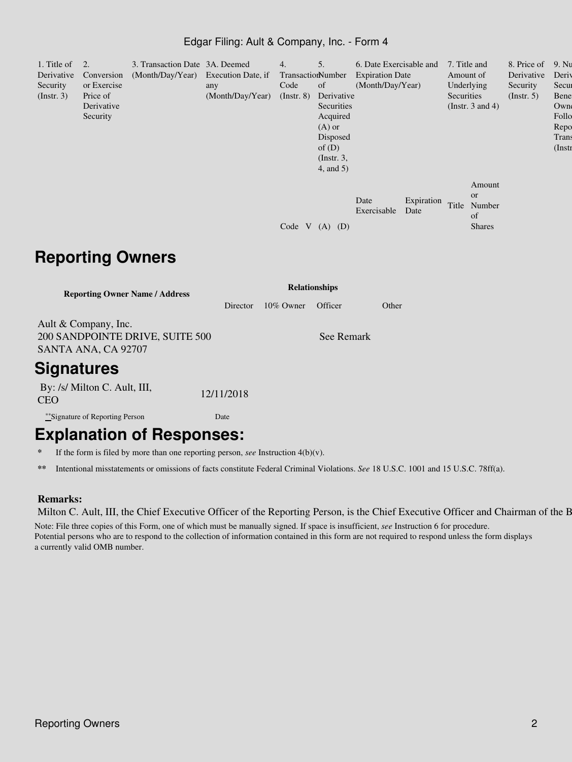| 1. Title of Derivative Security (Instr. 3) | 2. Conversion or Exercise Price of Derivative Security | 3. Transaction Date (Month/Day/Year) | 3A. Deemed Execution Date, if any (Month/Day/Year) | 4. Transaction Code (Instr. 8) | | 5. Number of Derivative Securities Acquired (A) or Disposed of (D) (Instr. 3, 4, and 5) | | 6. Date Exercisable and Expiration Date (Month/Day/Year) | | 7. Title and Amount of Underlying Securities (Instr. 3 and 4) | | 8. Price of Derivative Security (Instr. 5) | 9. Nu Deriv Secur Bene Owne Follo Repo Trans (Instr |
|---|---|---|---|---|---|---|---|---|---|---|---|---|---|
| | | | | Code | V | (A) | (D) | Date Exercisable | Expiration Date | Title | Amount or Number of Shares | | |

## Reporting Owners

| Reporting Owner Name / Address | Relationships | | | |
|---|---|---|---|---|
| | Director | 10% Owner | Officer | Other |
| Ault & Company, Inc.<br>200 SANDPOINTE DRIVE, SUITE 500<br>SANTA ANA, CA 92707 | | | See Remark | |

## Signatures

| By: /s/ Milton C. Ault, III, CEO | 12/11/2018 |
|---|---|
| **Signature of Reporting Person | Date |

## Explanation of Responses:

* If the form is filed by more than one reporting person, *see* Instruction 4(b)(v).

** Intentional misstatements or omissions of facts constitute Federal Criminal Violations. *See* 18 U.S.C. 1001 and 15 U.S.C. 78ff(a).

**Remarks:**

Milton C. Ault, III, the Chief Executive Officer of the Reporting Person, is the Chief Executive Officer and Chairman of the B

Note: File three copies of this Form, one of which must be manually signed. If space is insufficient, *see* Instruction 6 for procedure.
Potential persons who are to respond to the collection of information contained in this form are not required to respond unless the form displays a currently valid OMB number.